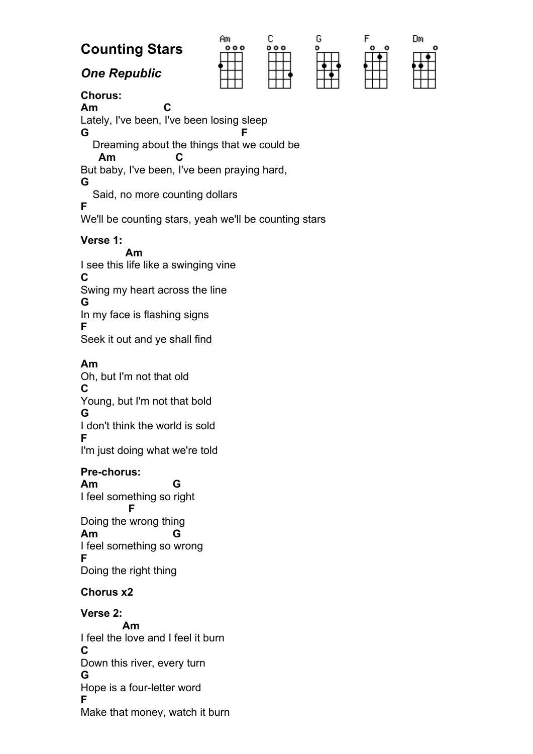# Counting Stars

*One Republic*

Am C G F Dm

**Chorus:**

```
Am                C
Lately, I've been, I've been losing sleep
G                                    F
   Dreaming about the things that we could be
    Am           C
But baby, I've been, I've been praying hard,
G
   Said, no more counting dollars
F
We'll be counting stars, yeah we'll be counting stars
```

**Verse 1:**

```
           Am
I see this life like a swinging vine
C
Swing my heart across the line
G
In my face is flashing signs
F
Seek it out and ye shall find

Am
Oh, but I'm not that old
C
Young, but I'm not that bold
G
I don't think the world is sold
F
I'm just doing what we're told
```

**Pre-chorus:**

```
Am                 G
I feel something so right
            F
Doing the wrong thing
Am                 G
I feel something so wrong
F
Doing the right thing
```

**Chorus x2**

**Verse 2:**

```
          Am
I feel the love and I feel it burn
C
Down this river, every turn
G
Hope is a four-letter word
F
Make that money, watch it burn
```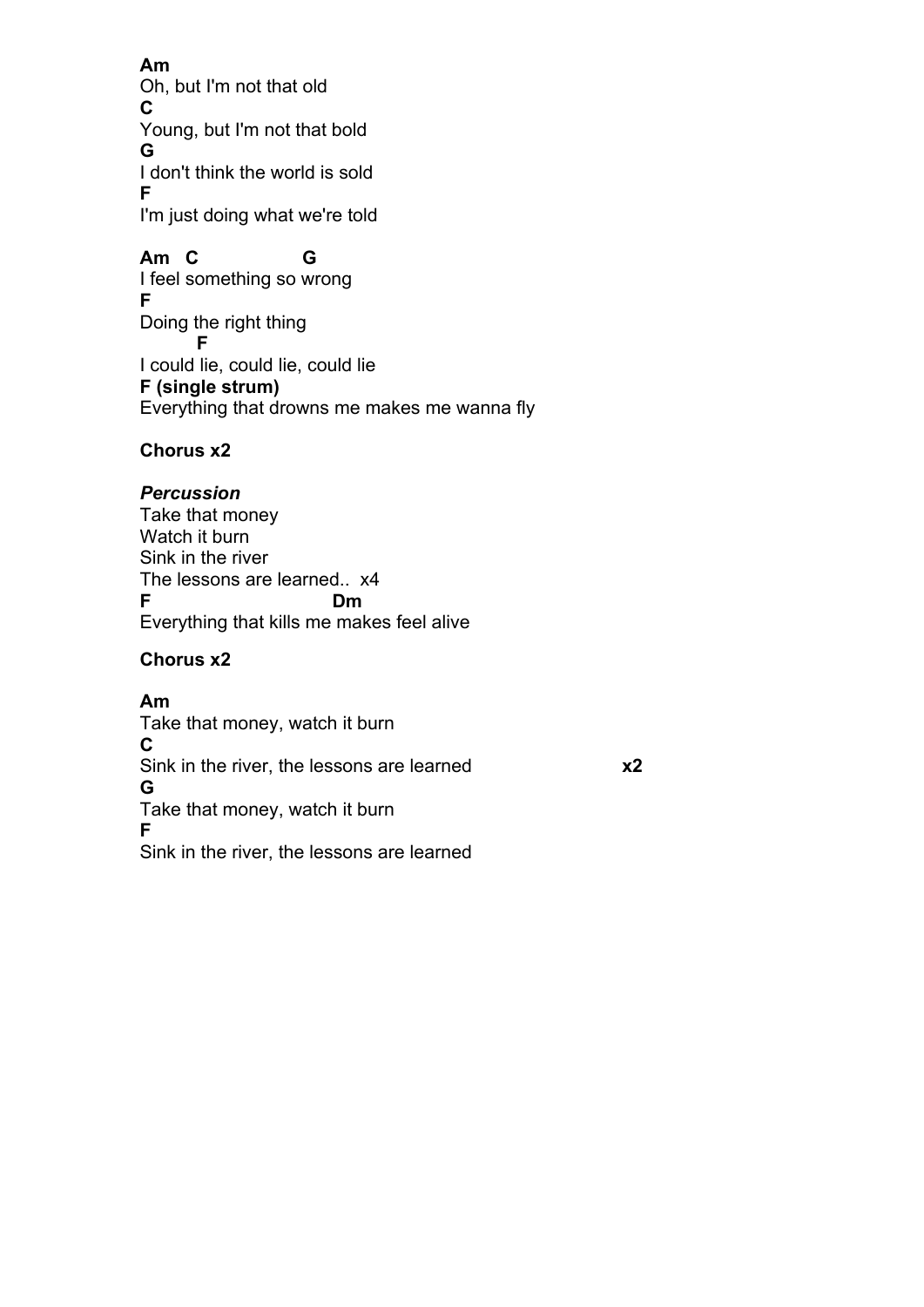**Am**
Oh, but I'm not that old
**C**
Young, but I'm not that bold
**G**
I don't think the world is sold
**F**
I'm just doing what we're told

**Am   C                    G**
I feel something so wrong
**F**
Doing the right thing
**F**
I could lie, could lie, could lie
**F (single strum)**
Everything that drowns me makes me wanna fly

**Chorus x2**

***Percussion***
Take that money
Watch it burn
Sink in the river
The lessons are learned..  x4
**F                              Dm**
Everything that kills me makes feel alive

**Chorus x2**

**Am**
Take that money, watch it burn
**C**
Sink in the river, the lessons are learned                    **x2**
**G**
Take that money, watch it burn
**F**
Sink in the river, the lessons are learned